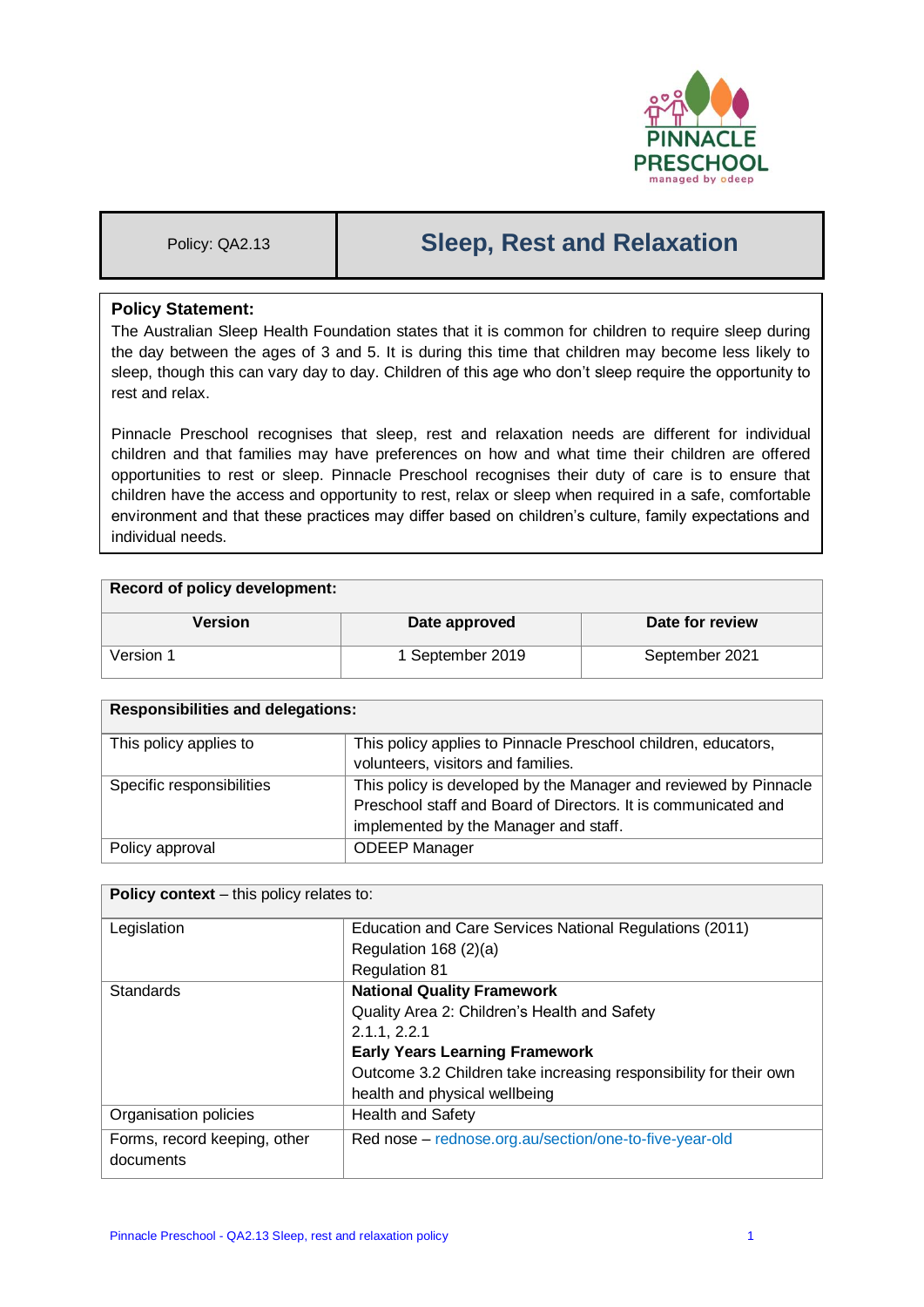PINNACLE PRESCHOOL
managed by odeep

| Policy: QA2.13 | Sleep, Rest and Relaxation |
|---|---|

**Policy Statement:**

The Australian Sleep Health Foundation states that it is common for children to require sleep during the day between the ages of 3 and 5. It is during this time that children may become less likely to sleep, though this can vary day to day. Children of this age who don't sleep require the opportunity to rest and relax.

Pinnacle Preschool recognises that sleep, rest and relaxation needs are different for individual children and that families may have preferences on how and what time their children are offered opportunities to rest or sleep. Pinnacle Preschool recognises their duty of care is to ensure that children have the access and opportunity to rest, relax or sleep when required in a safe, comfortable environment and that these practices may differ based on children's culture, family expectations and individual needs.

**Record of policy development:**

| Version | Date approved | Date for review |
|---|---|---|
| Version 1 | 1 September 2019 | September 2021 |

**Responsibilities and delegations:**

| | |
|---|---|
| This policy applies to | This policy applies to Pinnacle Preschool children, educators, volunteers, visitors and families. |
| Specific responsibilities | This policy is developed by the Manager and reviewed by Pinnacle Preschool staff and Board of Directors. It is communicated and implemented by the Manager and staff. |
| Policy approval | ODEEP Manager |

**Policy context** – this policy relates to:

| | |
|---|---|
| Legislation | Education and Care Services National Regulations (2011)<br>Regulation 168 (2)(a)<br>Regulation 81 |
| Standards | **National Quality Framework**<br>Quality Area 2: Children's Health and Safety<br>2.1.1, 2.2.1<br>**Early Years Learning Framework**<br>Outcome 3.2 Children take increasing responsibility for their own health and physical wellbeing |
| Organisation policies | Health and Safety |
| Forms, record keeping, other documents | Red nose – rednose.org.au/section/one-to-five-year-old |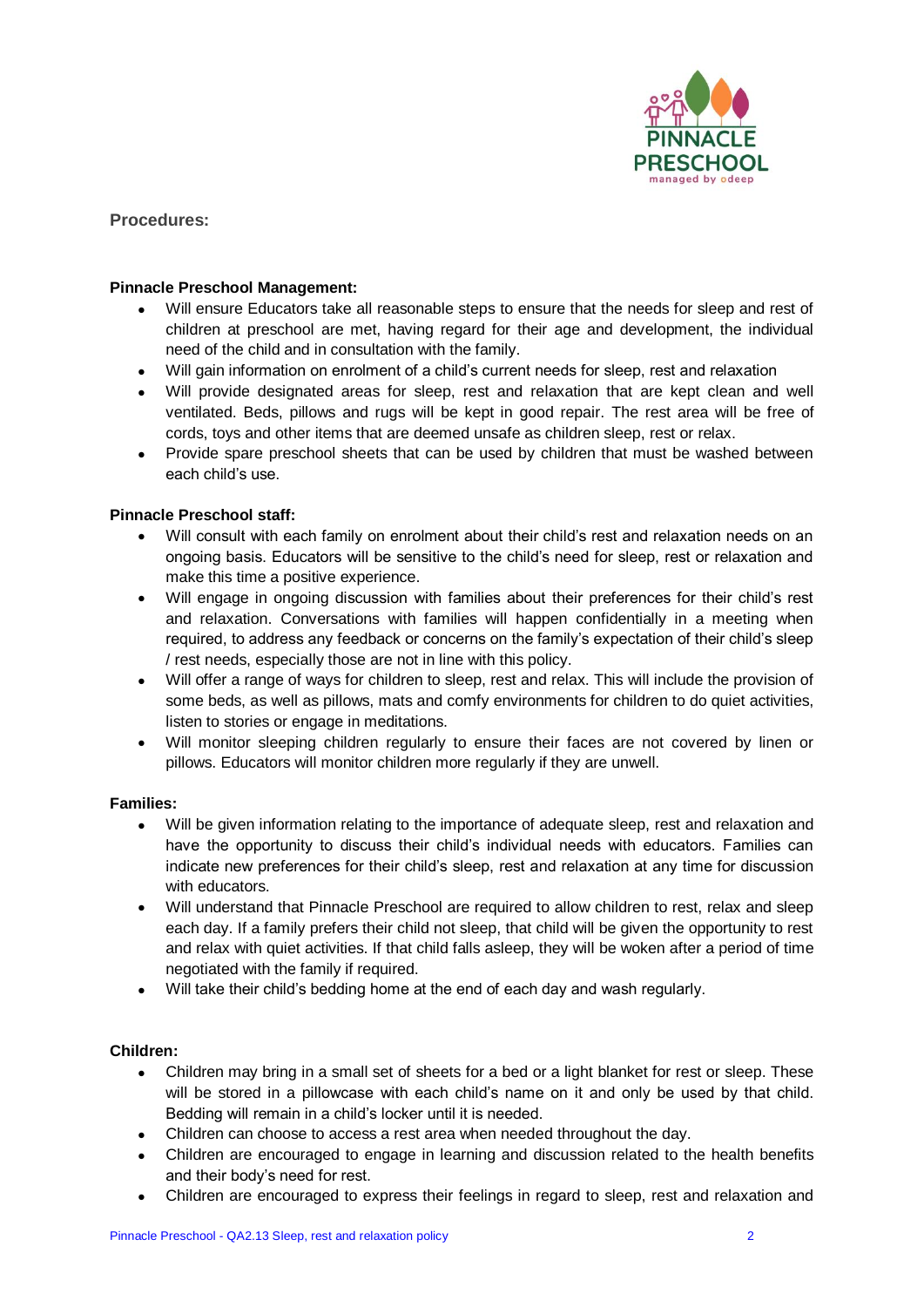## Procedures:

**Pinnacle Preschool Management:**

- Will ensure Educators take all reasonable steps to ensure that the needs for sleep and rest of children at preschool are met, having regard for their age and development, the individual need of the child and in consultation with the family.
- Will gain information on enrolment of a child's current needs for sleep, rest and relaxation
- Will provide designated areas for sleep, rest and relaxation that are kept clean and well ventilated. Beds, pillows and rugs will be kept in good repair. The rest area will be free of cords, toys and other items that are deemed unsafe as children sleep, rest or relax.
- Provide spare preschool sheets that can be used by children that must be washed between each child's use.

**Pinnacle Preschool staff:**

- Will consult with each family on enrolment about their child's rest and relaxation needs on an ongoing basis. Educators will be sensitive to the child's need for sleep, rest or relaxation and make this time a positive experience.
- Will engage in ongoing discussion with families about their preferences for their child's rest and relaxation. Conversations with families will happen confidentially in a meeting when required, to address any feedback or concerns on the family's expectation of their child's sleep / rest needs, especially those are not in line with this policy.
- Will offer a range of ways for children to sleep, rest and relax. This will include the provision of some beds, as well as pillows, mats and comfy environments for children to do quiet activities, listen to stories or engage in meditations.
- Will monitor sleeping children regularly to ensure their faces are not covered by linen or pillows. Educators will monitor children more regularly if they are unwell.

**Families:**

- Will be given information relating to the importance of adequate sleep, rest and relaxation and have the opportunity to discuss their child's individual needs with educators. Families can indicate new preferences for their child's sleep, rest and relaxation at any time for discussion with educators.
- Will understand that Pinnacle Preschool are required to allow children to rest, relax and sleep each day. If a family prefers their child not sleep, that child will be given the opportunity to rest and relax with quiet activities. If that child falls asleep, they will be woken after a period of time negotiated with the family if required.
- Will take their child's bedding home at the end of each day and wash regularly.

**Children:**

- Children may bring in a small set of sheets for a bed or a light blanket for rest or sleep. These will be stored in a pillowcase with each child's name on it and only be used by that child. Bedding will remain in a child's locker until it is needed.
- Children can choose to access a rest area when needed throughout the day.
- Children are encouraged to engage in learning and discussion related to the health benefits and their body's need for rest.
- Children are encouraged to express their feelings in regard to sleep, rest and relaxation and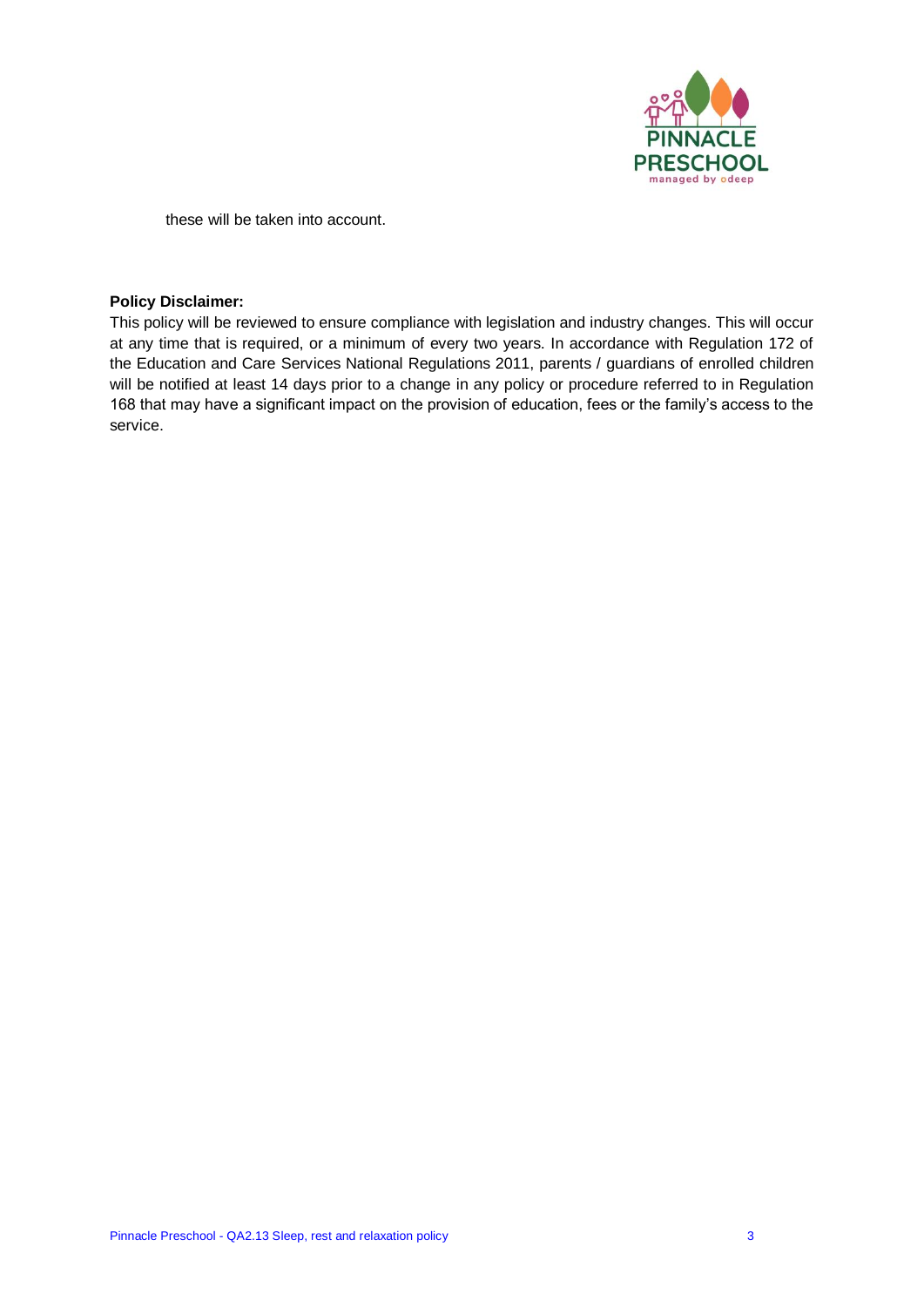these will be taken into account.

**Policy Disclaimer:**

This policy will be reviewed to ensure compliance with legislation and industry changes. This will occur at any time that is required, or a minimum of every two years. In accordance with Regulation 172 of the Education and Care Services National Regulations 2011, parents / guardians of enrolled children will be notified at least 14 days prior to a change in any policy or procedure referred to in Regulation 168 that may have a significant impact on the provision of education, fees or the family's access to the service.